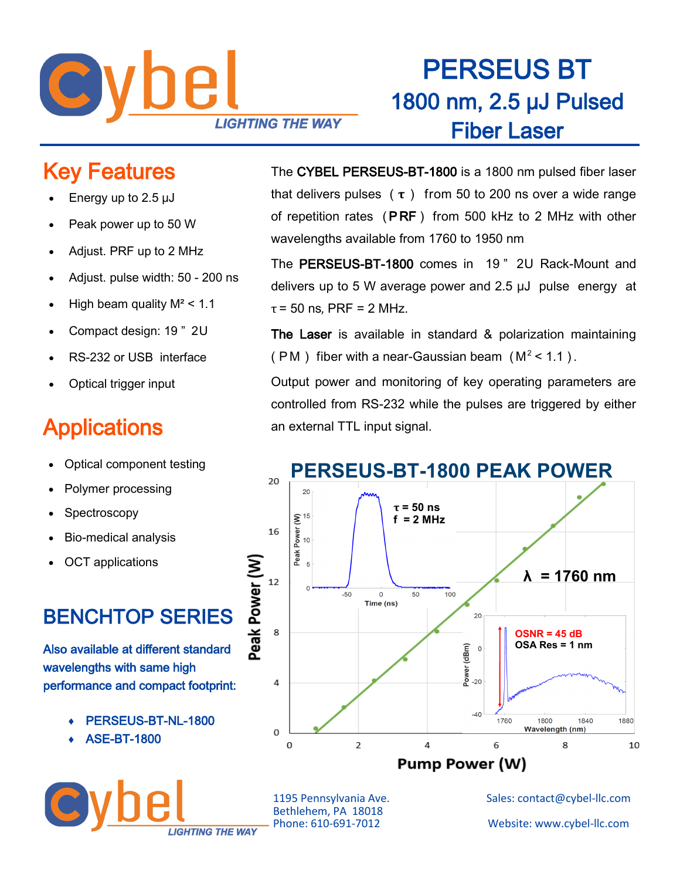# PERSEUS BT

## 1800 nm, 2.5 µJ Pulsed Fiber Laser

## Key Features

- Energy up to 2.5 µJ
- Peak power up to 50 W
- Adjust. PRF up to 2 MHz
- Adjust. pulse width: 50 - 200 ns
- High beam quality $M^2 < 1.1$
- Compact design: 19 " 2U
- RS-232 or USB interface
- Optical trigger input

The **CYBEL PERSEUS-BT-1800** is a 1800 nm pulsed fiber laser that delivers pulses ( $\tau$ ) from 50 to 200 ns over a wide range of repetition rates (**PRF**) from 500 kHz to 2 MHz with other wavelengths available from 1760 to 1950 nm

The **PERSEUS-BT-1800** comes in 19 " 2U Rack-Mount and delivers up to 5 W average power and 2.5 µJ pulse energy at $\tau$ = 50 ns, PRF = 2 MHz.

**The Laser** is available in standard & polarization maintaining (PM) fiber with a near-Gaussian beam ($M^2 < 1.1$).

Output power and monitoring of key operating parameters are controlled from RS-232 while the pulses are triggered by either an external TTL input signal.

## Applications

- Optical component testing
- Polymer processing
- Spectroscopy
- Bio-medical analysis
- OCT applications

## PERSEUS-BT-1800 PEAK POWER

Peak Power (W) vs. Pump Power (W); $\lambda$ = 1760 nm

Inset: $\tau$ = 50 ns, f = 2 MHz (Peak Power (W) vs. Time (ns))

Inset: OSNR = 45 dB, OSA Res = 1 nm (Power (dBm) vs. Wavelength (nm))

## BENCHTOP SERIES

Also available at different standard wavelengths with same high performance and compact footprint:

- PERSEUS-BT-NL-1800
- ASE-BT-1800

1195 Pennsylvania Ave.
Bethlehem, PA 18018
Phone: 610-691-7012

Sales: contact@cybel-llc.com

Website: www.cybel-llc.com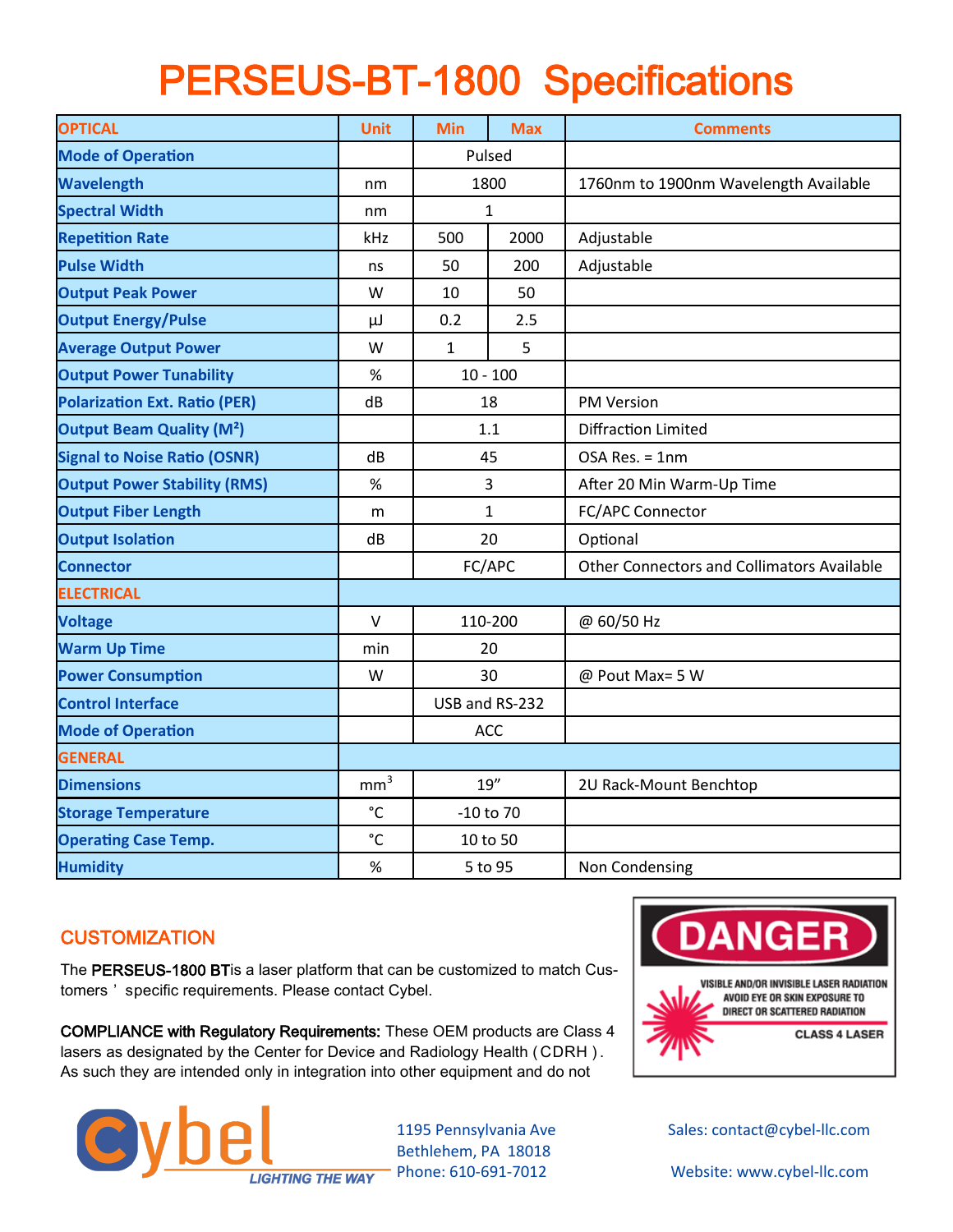# PERSEUS-BT-1800 Specifications

| OPTICAL | Unit | Min | Max | Comments |
|---|---|---|---|---|
| Mode of Operation | | Pulsed | | |
| Wavelength | nm | 1800 | | 1760nm to 1900nm Wavelength Available |
| Spectral Width | nm | 1 | | |
| Repetition Rate | kHz | 500 | 2000 | Adjustable |
| Pulse Width | ns | 50 | 200 | Adjustable |
| Output Peak Power | W | 10 | 50 | |
| Output Energy/Pulse | μJ | 0.2 | 2.5 | |
| Average Output Power | W | 1 | 5 | |
| Output Power Tunability | % | 10 - 100 | | |
| Polarization Ext. Ratio (PER) | dB | 18 | | PM Version |
| Output Beam Quality ($M^2$) | | 1.1 | | Diffraction Limited |
| Signal to Noise Ratio (OSNR) | dB | 45 | | OSA Res. = 1nm |
| Output Power Stability (RMS) | % | 3 | | After 20 Min Warm-Up Time |
| Output Fiber Length | m | 1 | | FC/APC Connector |
| Output Isolation | dB | 20 | | Optional |
| Connector | | FC/APC | | Other Connectors and Collimators Available |
| ELECTRICAL | | | | |
| Voltage | V | 110-200 | | @ 60/50 Hz |
| Warm Up Time | min | 20 | | |
| Power Consumption | W | 30 | | @ Pout Max= 5 W |
| Control Interface | | USB and RS-232 | | |
| Mode of Operation | | ACC | | |
| GENERAL | | | | |
| Dimensions | $mm^3$ | 19” | | 2U Rack-Mount Benchtop |
| Storage Temperature | °C | -10 to 70 | | |
| Operating Case Temp. | °C | 10 to 50 | | |
| Humidity | % | 5 to 95 | | Non Condensing |

## CUSTOMIZATION

The **PERSEUS-1800 BT**is a laser platform that can be customized to match Customers' specific requirements. Please contact Cybel.

**COMPLIANCE with Regulatory Requirements:** These OEM products are Class 4 lasers as designated by the Center for Device and Radiology Health (CDRH). As such they are intended only in integration into other equipment and do not

DANGER

VISIBLE AND/OR INVISIBLE LASER RADIATION
AVOID EYE OR SKIN EXPOSURE TO
DIRECT OR SCATTERED RADIATION

CLASS 4 LASER

cybel
LIGHTING THE WAY

1195 Pennsylvania Ave
Bethlehem, PA 18018
Phone: 610-691-7012

Sales: contact@cybel-llc.com

Website: www.cybel-llc.com